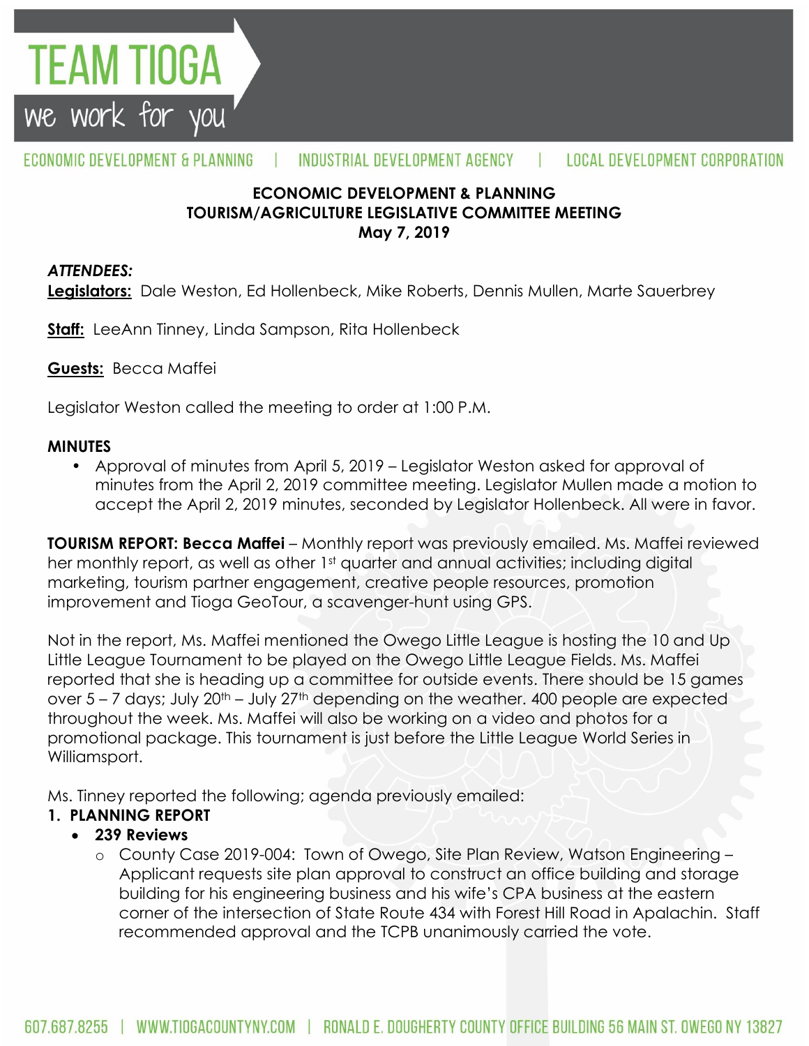# ECONOMIC DEVELOPMENT & PLANNING
## TOURISM/AGRICULTURE LEGISLATIVE COMMITTEE MEETING
## May 7, 2019

***ATTENDEES:***

**Legislators:** Dale Weston, Ed Hollenbeck, Mike Roberts, Dennis Mullen, Marte Sauerbrey

**Staff:** LeeAnn Tinney, Linda Sampson, Rita Hollenbeck

**Guests:** Becca Maffei

Legislator Weston called the meeting to order at 1:00 P.M.

**MINUTES**

- Approval of minutes from April 5, 2019 – Legislator Weston asked for approval of minutes from the April 2, 2019 committee meeting. Legislator Mullen made a motion to accept the April 2, 2019 minutes, seconded by Legislator Hollenbeck. All were in favor.

**TOURISM REPORT: Becca Maffei** – Monthly report was previously emailed. Ms. Maffei reviewed her monthly report, as well as other 1st quarter and annual activities; including digital marketing, tourism partner engagement, creative people resources, promotion improvement and Tioga GeoTour, a scavenger-hunt using GPS.

Not in the report, Ms. Maffei mentioned the Owego Little League is hosting the 10 and Up Little League Tournament to be played on the Owego Little League Fields. Ms. Maffei reported that she is heading up a committee for outside events. There should be 15 games over 5 – 7 days; July 20th – July 27th depending on the weather. 400 people are expected throughout the week. Ms. Maffei will also be working on a video and photos for a promotional package. This tournament is just before the Little League World Series in Williamsport.

Ms. Tinney reported the following; agenda previously emailed:

1. **PLANNING REPORT**
   - **239 Reviews**
     - County Case 2019-004: Town of Owego, Site Plan Review, Watson Engineering – Applicant requests site plan approval to construct an office building and storage building for his engineering business and his wife's CPA business at the eastern corner of the intersection of State Route 434 with Forest Hill Road in Apalachin. Staff recommended approval and the TCPB unanimously carried the vote.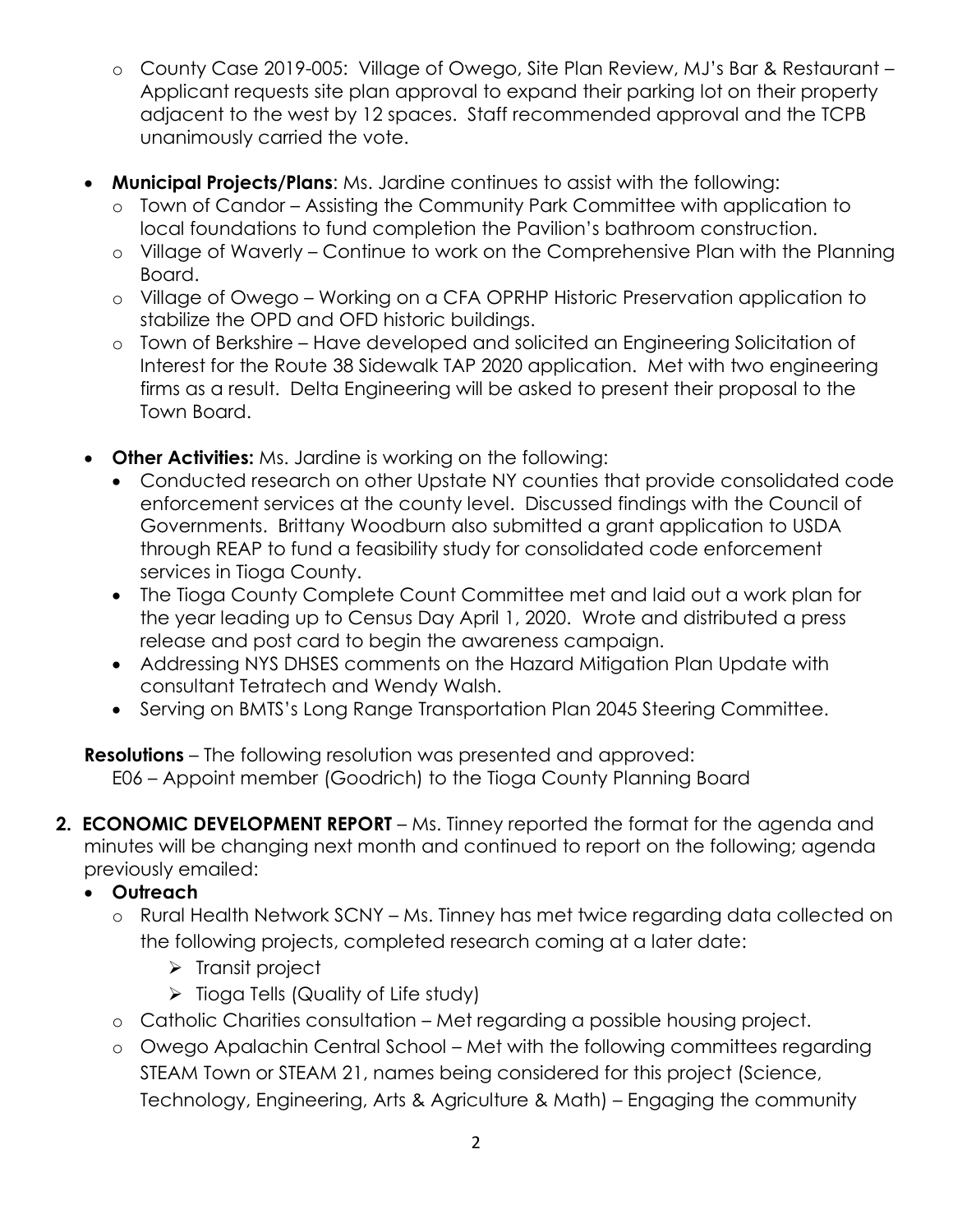- County Case 2019-005: Village of Owego, Site Plan Review, MJ's Bar & Restaurant – Applicant requests site plan approval to expand their parking lot on their property adjacent to the west by 12 spaces. Staff recommended approval and the TCPB unanimously carried the vote.

- **Municipal Projects/Plans**: Ms. Jardine continues to assist with the following:
  - Town of Candor – Assisting the Community Park Committee with application to local foundations to fund completion the Pavilion's bathroom construction.
  - Village of Waverly – Continue to work on the Comprehensive Plan with the Planning Board.
  - Village of Owego – Working on a CFA OPRHP Historic Preservation application to stabilize the OPD and OFD historic buildings.
  - Town of Berkshire – Have developed and solicited an Engineering Solicitation of Interest for the Route 38 Sidewalk TAP 2020 application. Met with two engineering firms as a result. Delta Engineering will be asked to present their proposal to the Town Board.

- **Other Activities:** Ms. Jardine is working on the following:
  - Conducted research on other Upstate NY counties that provide consolidated code enforcement services at the county level. Discussed findings with the Council of Governments. Brittany Woodburn also submitted a grant application to USDA through REAP to fund a feasibility study for consolidated code enforcement services in Tioga County.
  - The Tioga County Complete Count Committee met and laid out a work plan for the year leading up to Census Day April 1, 2020. Wrote and distributed a press release and post card to begin the awareness campaign.
  - Addressing NYS DHSES comments on the Hazard Mitigation Plan Update with consultant Tetratech and Wendy Walsh.
  - Serving on BMTS's Long Range Transportation Plan 2045 Steering Committee.

**Resolutions** – The following resolution was presented and approved:
E06 – Appoint member (Goodrich) to the Tioga County Planning Board

2. **ECONOMIC DEVELOPMENT REPORT** – Ms. Tinney reported the format for the agenda and minutes will be changing next month and continued to report on the following; agenda previously emailed:
   - **Outreach**
     - Rural Health Network SCNY – Ms. Tinney has met twice regarding data collected on the following projects, completed research coming at a later date:
       - Transit project
       - Tioga Tells (Quality of Life study)
     - Catholic Charities consultation – Met regarding a possible housing project.
     - Owego Apalachin Central School – Met with the following committees regarding STEAM Town or STEAM 21, names being considered for this project (Science, Technology, Engineering, Arts & Agriculture & Math) – Engaging the community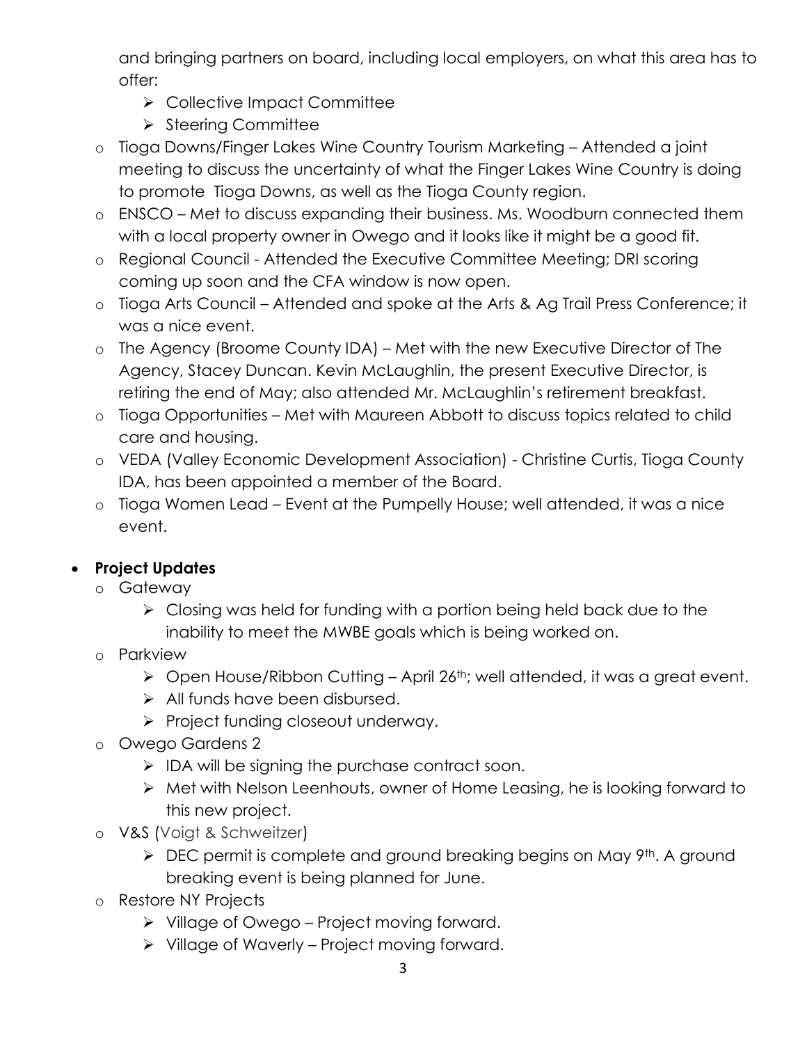and bringing partners on board, including local employers, on what this area has to offer:

  - Collective Impact Committee
  - Steering Committee

- Tioga Downs/Finger Lakes Wine Country Tourism Marketing – Attended a joint meeting to discuss the uncertainty of what the Finger Lakes Wine Country is doing to promote Tioga Downs, as well as the Tioga County region.
- ENSCO – Met to discuss expanding their business. Ms. Woodburn connected them with a local property owner in Owego and it looks like it might be a good fit.
- Regional Council - Attended the Executive Committee Meeting; DRI scoring coming up soon and the CFA window is now open.
- Tioga Arts Council – Attended and spoke at the Arts & Ag Trail Press Conference; it was a nice event.
- The Agency (Broome County IDA) – Met with the new Executive Director of The Agency, Stacey Duncan. Kevin McLaughlin, the present Executive Director, is retiring the end of May; also attended Mr. McLaughlin's retirement breakfast.
- Tioga Opportunities – Met with Maureen Abbott to discuss topics related to child care and housing.
- VEDA (Valley Economic Development Association) - Christine Curtis, Tioga County IDA, has been appointed a member of the Board.
- Tioga Women Lead – Event at the Pumpelly House; well attended, it was a nice event.

- **Project Updates**
  - Gateway
    - Closing was held for funding with a portion being held back due to the inability to meet the MWBE goals which is being worked on.
  - Parkview
    - Open House/Ribbon Cutting – April 26th; well attended, it was a great event.
    - All funds have been disbursed.
    - Project funding closeout underway.
  - Owego Gardens 2
    - IDA will be signing the purchase contract soon.
    - Met with Nelson Leenhouts, owner of Home Leasing, he is looking forward to this new project.
  - V&S (Voigt & Schweitzer)
    - DEC permit is complete and ground breaking begins on May 9th. A ground breaking event is being planned for June.
  - Restore NY Projects
    - Village of Owego – Project moving forward.
    - Village of Waverly – Project moving forward.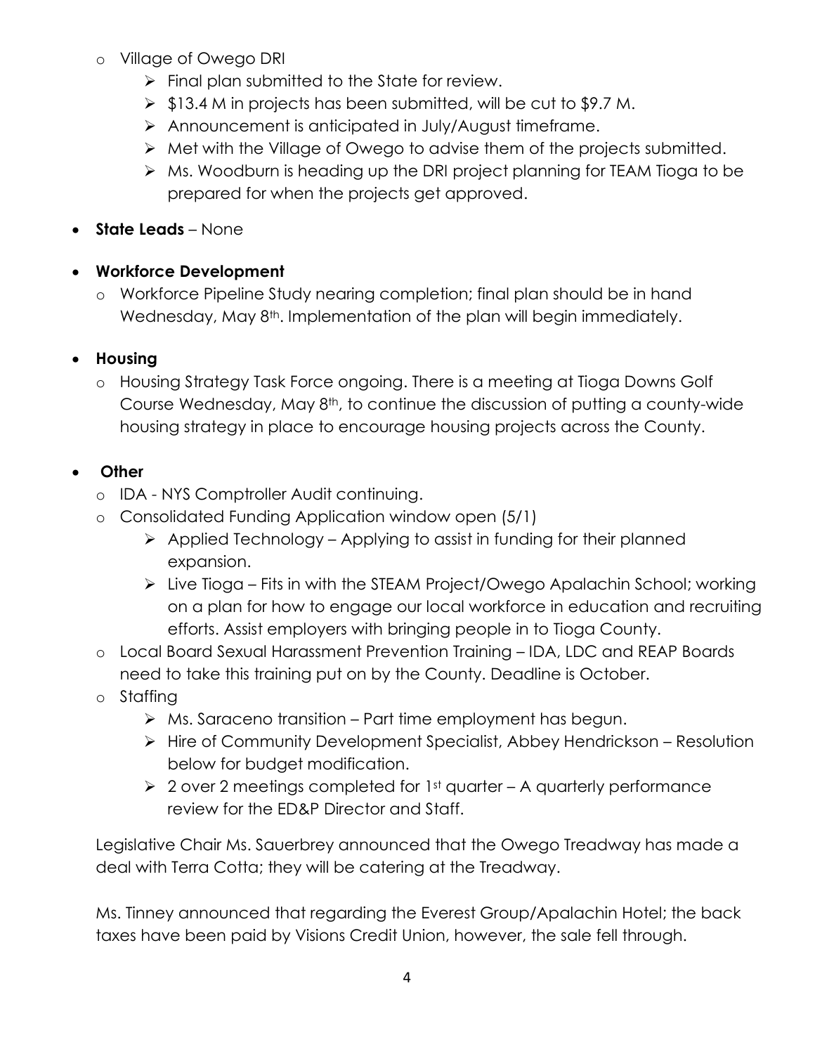- Village of Owego DRI
  - Final plan submitted to the State for review.
  - $13.4 M in projects has been submitted, will be cut to $9.7 M.
  - Announcement is anticipated in July/August timeframe.
  - Met with the Village of Owego to advise them of the projects submitted.
  - Ms. Woodburn is heading up the DRI project planning for TEAM Tioga to be prepared for when the projects get approved.

- **State Leads** – None

- **Workforce Development**
  - Workforce Pipeline Study nearing completion; final plan should be in hand Wednesday, May 8th. Implementation of the plan will begin immediately.

- **Housing**
  - Housing Strategy Task Force ongoing. There is a meeting at Tioga Downs Golf Course Wednesday, May 8th, to continue the discussion of putting a county-wide housing strategy in place to encourage housing projects across the County.

- **Other**
  - IDA - NYS Comptroller Audit continuing.
  - Consolidated Funding Application window open (5/1)
    - Applied Technology – Applying to assist in funding for their planned expansion.
    - Live Tioga – Fits in with the STEAM Project/Owego Apalachin School; working on a plan for how to engage our local workforce in education and recruiting efforts. Assist employers with bringing people in to Tioga County.
  - Local Board Sexual Harassment Prevention Training – IDA, LDC and REAP Boards need to take this training put on by the County. Deadline is October.
  - Staffing
    - Ms. Saraceno transition – Part time employment has begun.
    - Hire of Community Development Specialist, Abbey Hendrickson – Resolution below for budget modification.
    - 2 over 2 meetings completed for 1st quarter – A quarterly performance review for the ED&P Director and Staff.

Legislative Chair Ms. Sauerbrey announced that the Owego Treadway has made a deal with Terra Cotta; they will be catering at the Treadway.

Ms. Tinney announced that regarding the Everest Group/Apalachin Hotel; the back taxes have been paid by Visions Credit Union, however, the sale fell through.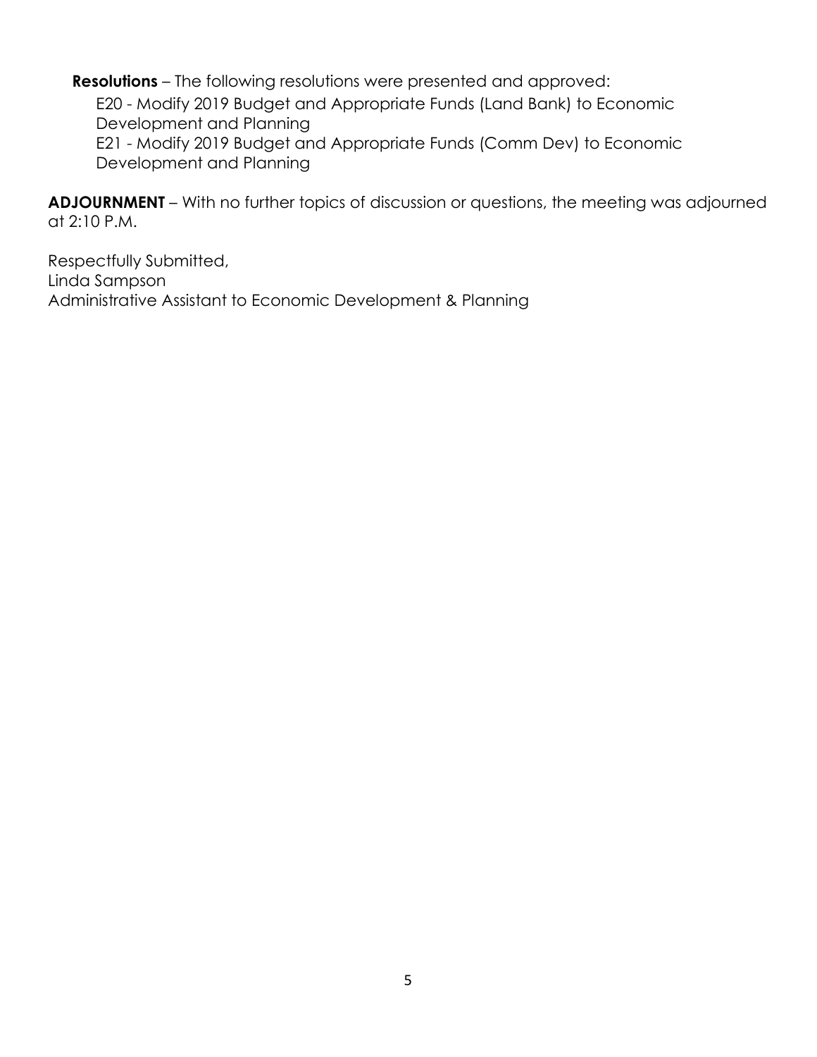**Resolutions** – The following resolutions were presented and approved:

E20 - Modify 2019 Budget and Appropriate Funds (Land Bank) to Economic Development and Planning

E21 - Modify 2019 Budget and Appropriate Funds (Comm Dev) to Economic Development and Planning

**ADJOURNMENT** – With no further topics of discussion or questions, the meeting was adjourned at 2:10 P.M.

Respectfully Submitted,
Linda Sampson
Administrative Assistant to Economic Development & Planning